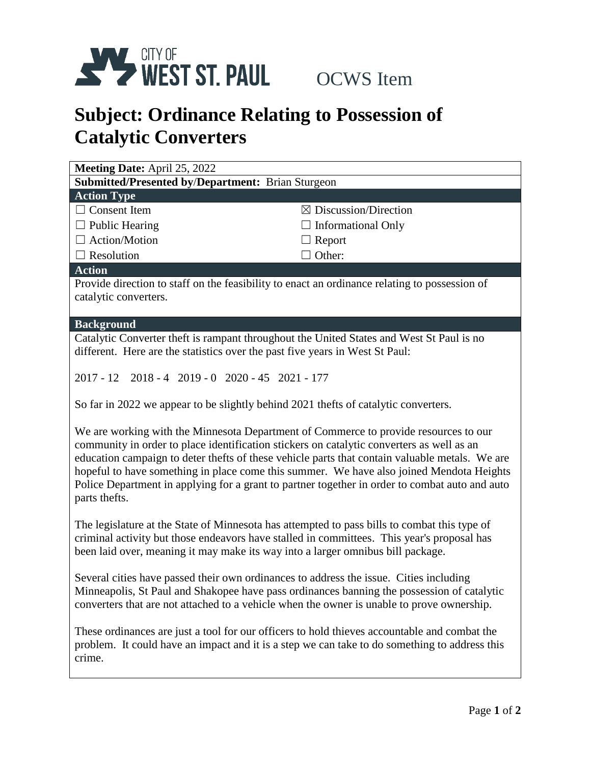CITY OF WEST ST. PAUL

OCWS Item

# Subject: Ordinance Relating to Possession of Catalytic Converters

**Meeting Date:** April 25, 2022

**Submitted/Presented by/Department:** Brian Sturgeon

**Action Type**

| | |
|---|---|
| ☐ Consent Item | ☒ Discussion/Direction |
| ☐ Public Hearing | ☐ Informational Only |
| ☐ Action/Motion | ☐ Report |
| ☐ Resolution | ☐ Other: |

**Action**

Provide direction to staff on the feasibility to enact an ordinance relating to possession of catalytic converters.

**Background**

Catalytic Converter theft is rampant throughout the United States and West St Paul is no different. Here are the statistics over the past five years in West St Paul:

2017 - 12 2018 - 4 2019 - 0 2020 - 45 2021 - 177

So far in 2022 we appear to be slightly behind 2021 thefts of catalytic converters.

We are working with the Minnesota Department of Commerce to provide resources to our community in order to place identification stickers on catalytic converters as well as an education campaign to deter thefts of these vehicle parts that contain valuable metals. We are hopeful to have something in place come this summer. We have also joined Mendota Heights Police Department in applying for a grant to partner together in order to combat auto and auto parts thefts.

The legislature at the State of Minnesota has attempted to pass bills to combat this type of criminal activity but those endeavors have stalled in committees. This year's proposal has been laid over, meaning it may make its way into a larger omnibus bill package.

Several cities have passed their own ordinances to address the issue. Cities including Minneapolis, St Paul and Shakopee have pass ordinances banning the possession of catalytic converters that are not attached to a vehicle when the owner is unable to prove ownership.

These ordinances are just a tool for our officers to hold thieves accountable and combat the problem. It could have an impact and it is a step we can take to do something to address this crime.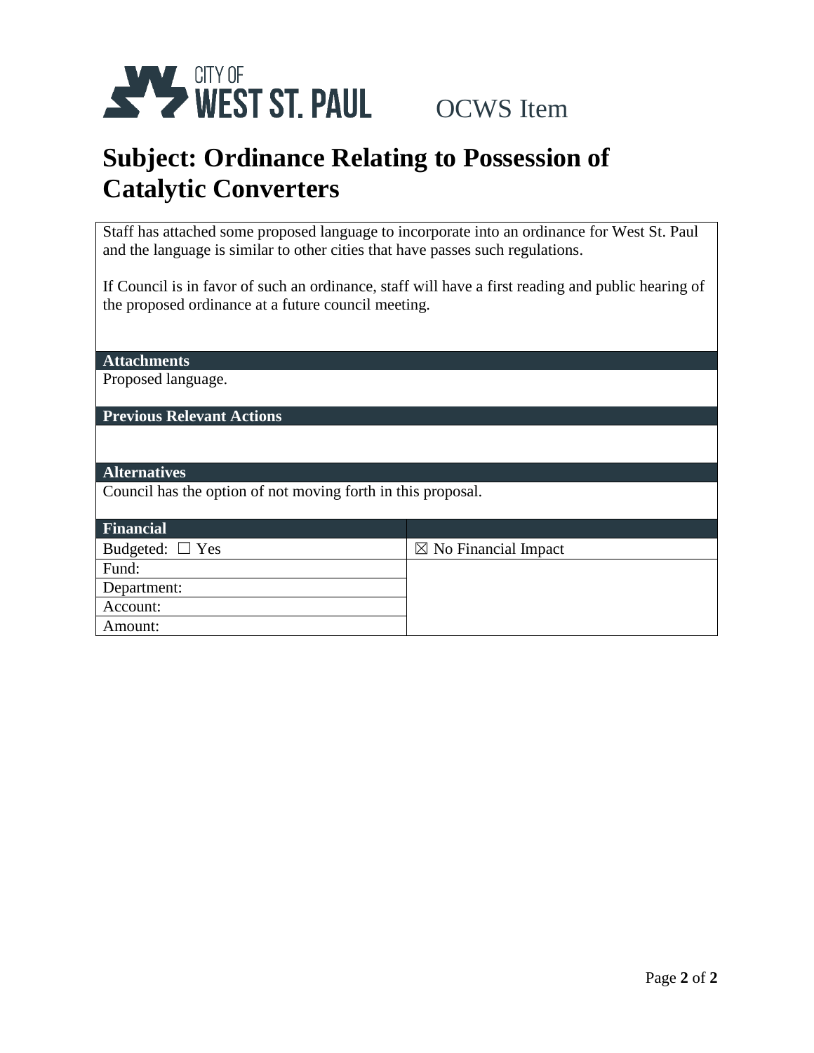CITY OF WEST ST. PAUL OCWS Item

# Subject: Ordinance Relating to Possession of Catalytic Converters

Staff has attached some proposed language to incorporate into an ordinance for West St. Paul and the language is similar to other cities that have passes such regulations.

If Council is in favor of such an ordinance, staff will have a first reading and public hearing of the proposed ordinance at a future council meeting.

**Attachments**

Proposed language.

**Previous Relevant Actions**

**Alternatives**

Council has the option of not moving forth in this proposal.

| Financial | |
|---|---|
| Budgeted: ☐ Yes | ☒ No Financial Impact |
| Fund: | |
| Department: | |
| Account: | |
| Amount: | |